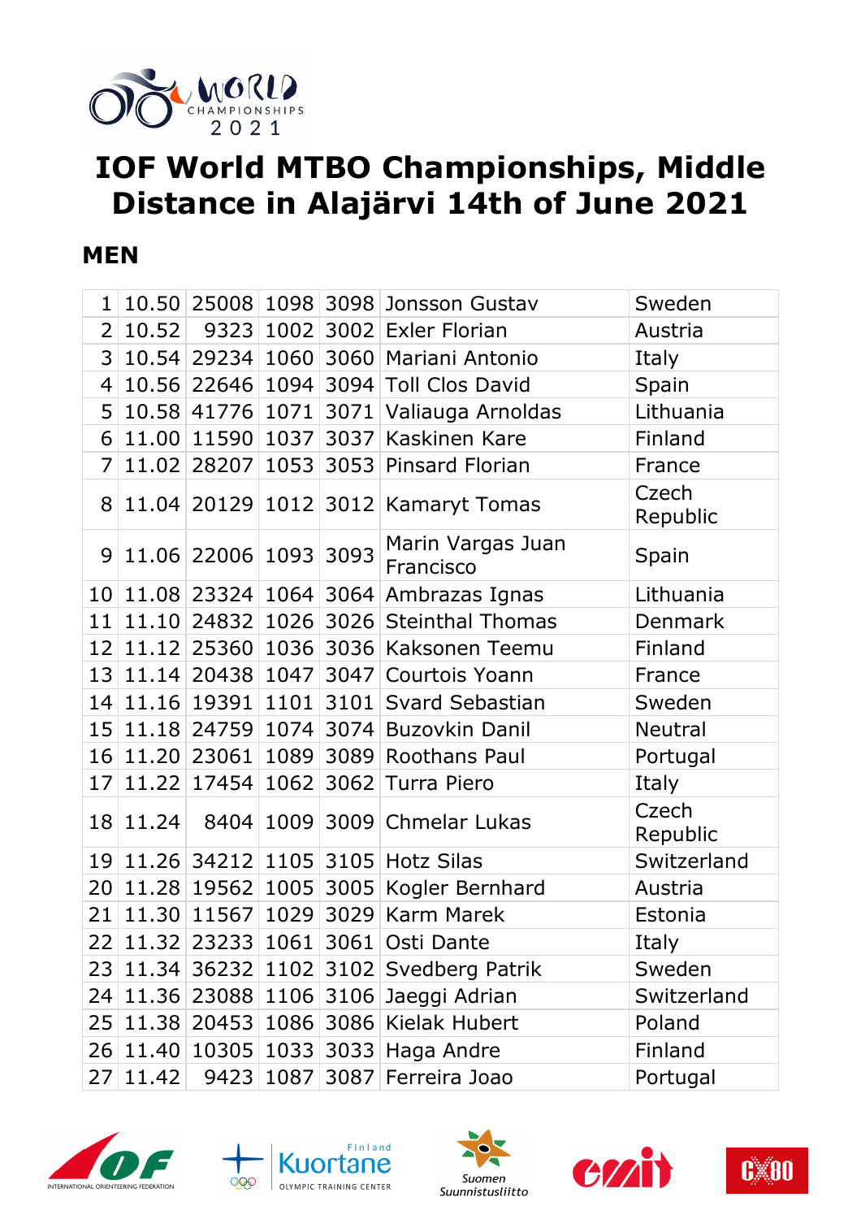# IOF World MTBO Championships, Middle Distance in Alajärvi 14th of June 2021

## MEN

| | | | | | | |
|---|---|---|---|---|---|---|
| 1 | 10.50 | 25008 | 1098 | 3098 | Jonsson Gustav | Sweden |
| 2 | 10.52 | 9323 | 1002 | 3002 | Exler Florian | Austria |
| 3 | 10.54 | 29234 | 1060 | 3060 | Mariani Antonio | Italy |
| 4 | 10.56 | 22646 | 1094 | 3094 | Toll Clos David | Spain |
| 5 | 10.58 | 41776 | 1071 | 3071 | Valiauga Arnoldas | Lithuania |
| 6 | 11.00 | 11590 | 1037 | 3037 | Kaskinen Kare | Finland |
| 7 | 11.02 | 28207 | 1053 | 3053 | Pinsard Florian | France |
| 8 | 11.04 | 20129 | 1012 | 3012 | Kamaryt Tomas | Czech Republic |
| 9 | 11.06 | 22006 | 1093 | 3093 | Marin Vargas Juan Francisco | Spain |
| 10 | 11.08 | 23324 | 1064 | 3064 | Ambrazas Ignas | Lithuania |
| 11 | 11.10 | 24832 | 1026 | 3026 | Steinthal Thomas | Denmark |
| 12 | 11.12 | 25360 | 1036 | 3036 | Kaksonen Teemu | Finland |
| 13 | 11.14 | 20438 | 1047 | 3047 | Courtois Yoann | France |
| 14 | 11.16 | 19391 | 1101 | 3101 | Svard Sebastian | Sweden |
| 15 | 11.18 | 24759 | 1074 | 3074 | Buzovkin Danil | Neutral |
| 16 | 11.20 | 23061 | 1089 | 3089 | Roothans Paul | Portugal |
| 17 | 11.22 | 17454 | 1062 | 3062 | Turra Piero | Italy |
| 18 | 11.24 | 8404 | 1009 | 3009 | Chmelar Lukas | Czech Republic |
| 19 | 11.26 | 34212 | 1105 | 3105 | Hotz Silas | Switzerland |
| 20 | 11.28 | 19562 | 1005 | 3005 | Kogler Bernhard | Austria |
| 21 | 11.30 | 11567 | 1029 | 3029 | Karm Marek | Estonia |
| 22 | 11.32 | 23233 | 1061 | 3061 | Osti Dante | Italy |
| 23 | 11.34 | 36232 | 1102 | 3102 | Svedberg Patrik | Sweden |
| 24 | 11.36 | 23088 | 1106 | 3106 | Jaeggi Adrian | Switzerland |
| 25 | 11.38 | 20453 | 1086 | 3086 | Kielak Hubert | Poland |
| 26 | 11.40 | 10305 | 1033 | 3033 | Haga Andre | Finland |
| 27 | 11.42 | 9423 | 1087 | 3087 | Ferreira Joao | Portugal |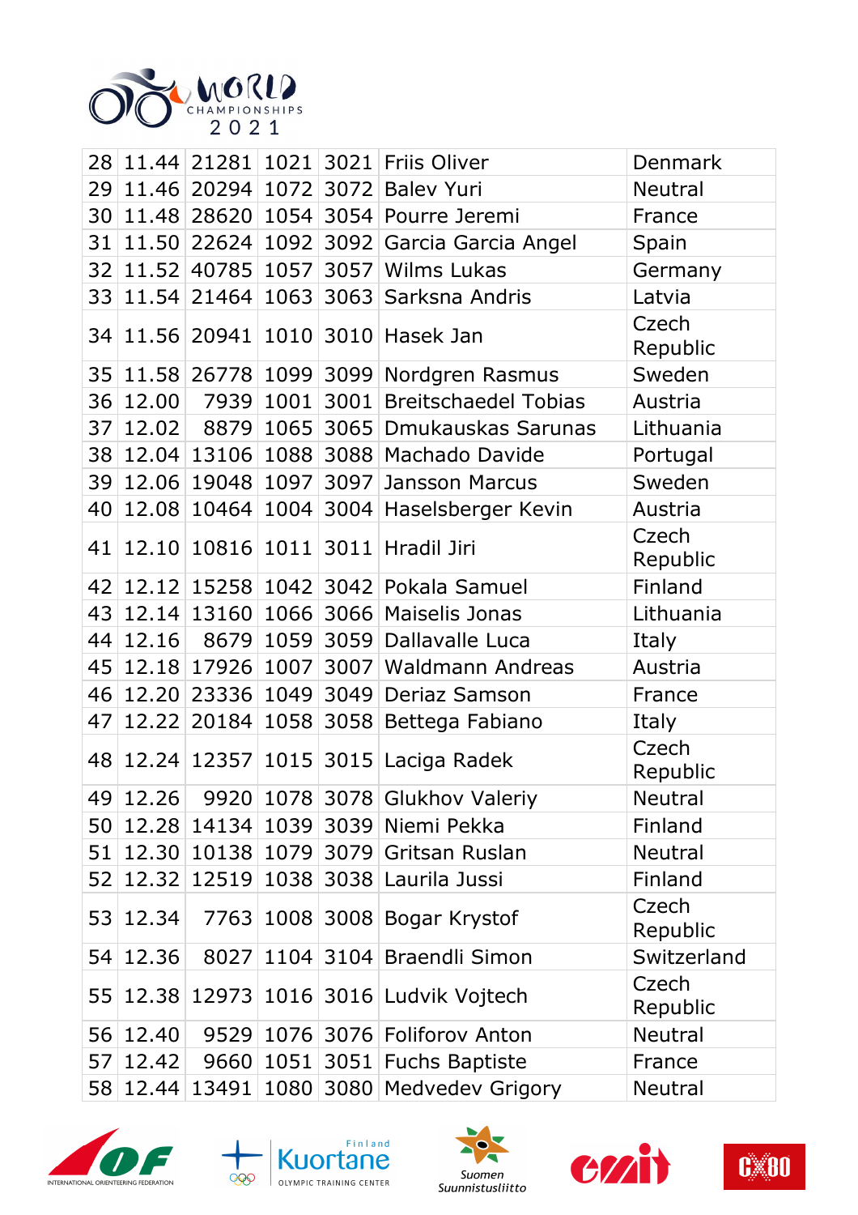| | | | | | | |
|---|---|---|---|---|---|---|
| 28 | 11.44 | 21281 | 1021 | 3021 | Friis Oliver | Denmark |
| 29 | 11.46 | 20294 | 1072 | 3072 | Balev Yuri | Neutral |
| 30 | 11.48 | 28620 | 1054 | 3054 | Pourre Jeremi | France |
| 31 | 11.50 | 22624 | 1092 | 3092 | Garcia Garcia Angel | Spain |
| 32 | 11.52 | 40785 | 1057 | 3057 | Wilms Lukas | Germany |
| 33 | 11.54 | 21464 | 1063 | 3063 | Sarksna Andris | Latvia |
| 34 | 11.56 | 20941 | 1010 | 3010 | Hasek Jan | Czech Republic |
| 35 | 11.58 | 26778 | 1099 | 3099 | Nordgren Rasmus | Sweden |
| 36 | 12.00 | 7939 | 1001 | 3001 | Breitschaedel Tobias | Austria |
| 37 | 12.02 | 8879 | 1065 | 3065 | Dmukauskas Sarunas | Lithuania |
| 38 | 12.04 | 13106 | 1088 | 3088 | Machado Davide | Portugal |
| 39 | 12.06 | 19048 | 1097 | 3097 | Jansson Marcus | Sweden |
| 40 | 12.08 | 10464 | 1004 | 3004 | Haselsberger Kevin | Austria |
| 41 | 12.10 | 10816 | 1011 | 3011 | Hradil Jiri | Czech Republic |
| 42 | 12.12 | 15258 | 1042 | 3042 | Pokala Samuel | Finland |
| 43 | 12.14 | 13160 | 1066 | 3066 | Maiselis Jonas | Lithuania |
| 44 | 12.16 | 8679 | 1059 | 3059 | Dallavalle Luca | Italy |
| 45 | 12.18 | 17926 | 1007 | 3007 | Waldmann Andreas | Austria |
| 46 | 12.20 | 23336 | 1049 | 3049 | Deriaz Samson | France |
| 47 | 12.22 | 20184 | 1058 | 3058 | Bettega Fabiano | Italy |
| 48 | 12.24 | 12357 | 1015 | 3015 | Laciga Radek | Czech Republic |
| 49 | 12.26 | 9920 | 1078 | 3078 | Glukhov Valeriy | Neutral |
| 50 | 12.28 | 14134 | 1039 | 3039 | Niemi Pekka | Finland |
| 51 | 12.30 | 10138 | 1079 | 3079 | Gritsan Ruslan | Neutral |
| 52 | 12.32 | 12519 | 1038 | 3038 | Laurila Jussi | Finland |
| 53 | 12.34 | 7763 | 1008 | 3008 | Bogar Krystof | Czech Republic |
| 54 | 12.36 | 8027 | 1104 | 3104 | Braendli Simon | Switzerland |
| 55 | 12.38 | 12973 | 1016 | 3016 | Ludvik Vojtech | Czech Republic |
| 56 | 12.40 | 9529 | 1076 | 3076 | Foliforov Anton | Neutral |
| 57 | 12.42 | 9660 | 1051 | 3051 | Fuchs Baptiste | France |
| 58 | 12.44 | 13491 | 1080 | 3080 | Medvedev Grigory | Neutral |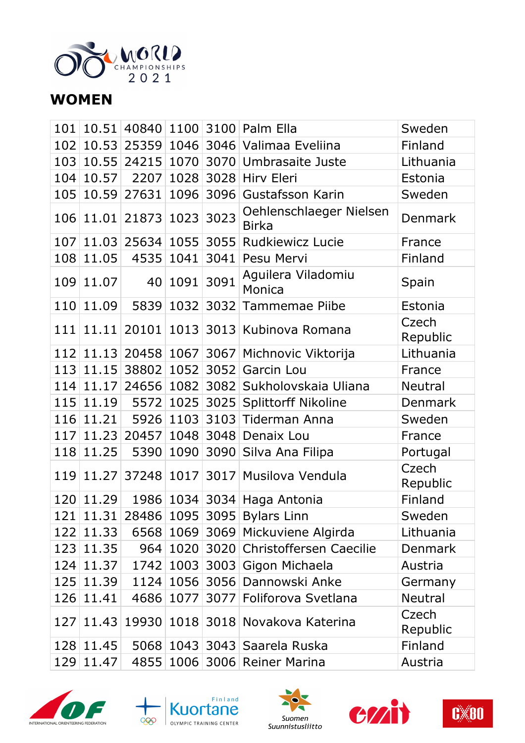## WOMEN

| | | | | | | |
|---|---|---|---|---|---|---|
| 101 | 10.51 | 40840 | 1100 | 3100 | Palm Ella | Sweden |
| 102 | 10.53 | 25359 | 1046 | 3046 | Valimaa Eveliina | Finland |
| 103 | 10.55 | 24215 | 1070 | 3070 | Umbrasaite Juste | Lithuania |
| 104 | 10.57 | 2207 | 1028 | 3028 | Hirv Eleri | Estonia |
| 105 | 10.59 | 27631 | 1096 | 3096 | Gustafsson Karin | Sweden |
| 106 | 11.01 | 21873 | 1023 | 3023 | Oehlenschlaeger Nielsen Birka | Denmark |
| 107 | 11.03 | 25634 | 1055 | 3055 | Rudkiewicz Lucie | France |
| 108 | 11.05 | 4535 | 1041 | 3041 | Pesu Mervi | Finland |
| 109 | 11.07 | 40 | 1091 | 3091 | Aguilera Viladomiu Monica | Spain |
| 110 | 11.09 | 5839 | 1032 | 3032 | Tammemae Piibe | Estonia |
| 111 | 11.11 | 20101 | 1013 | 3013 | Kubinova Romana | Czech Republic |
| 112 | 11.13 | 20458 | 1067 | 3067 | Michnovic Viktorija | Lithuania |
| 113 | 11.15 | 38802 | 1052 | 3052 | Garcin Lou | France |
| 114 | 11.17 | 24656 | 1082 | 3082 | Sukholovskaia Uliana | Neutral |
| 115 | 11.19 | 5572 | 1025 | 3025 | Splittorff Nikoline | Denmark |
| 116 | 11.21 | 5926 | 1103 | 3103 | Tiderman Anna | Sweden |
| 117 | 11.23 | 20457 | 1048 | 3048 | Denaix Lou | France |
| 118 | 11.25 | 5390 | 1090 | 3090 | Silva Ana Filipa | Portugal |
| 119 | 11.27 | 37248 | 1017 | 3017 | Musilova Vendula | Czech Republic |
| 120 | 11.29 | 1986 | 1034 | 3034 | Haga Antonia | Finland |
| 121 | 11.31 | 28486 | 1095 | 3095 | Bylars Linn | Sweden |
| 122 | 11.33 | 6568 | 1069 | 3069 | Mickuviene Algirda | Lithuania |
| 123 | 11.35 | 964 | 1020 | 3020 | Christoffersen Caecilie | Denmark |
| 124 | 11.37 | 1742 | 1003 | 3003 | Gigon Michaela | Austria |
| 125 | 11.39 | 1124 | 1056 | 3056 | Dannowski Anke | Germany |
| 126 | 11.41 | 4686 | 1077 | 3077 | Foliforova Svetlana | Neutral |
| 127 | 11.43 | 19930 | 1018 | 3018 | Novakova Katerina | Czech Republic |
| 128 | 11.45 | 5068 | 1043 | 3043 | Saarela Ruska | Finland |
| 129 | 11.47 | 4855 | 1006 | 3006 | Reiner Marina | Austria |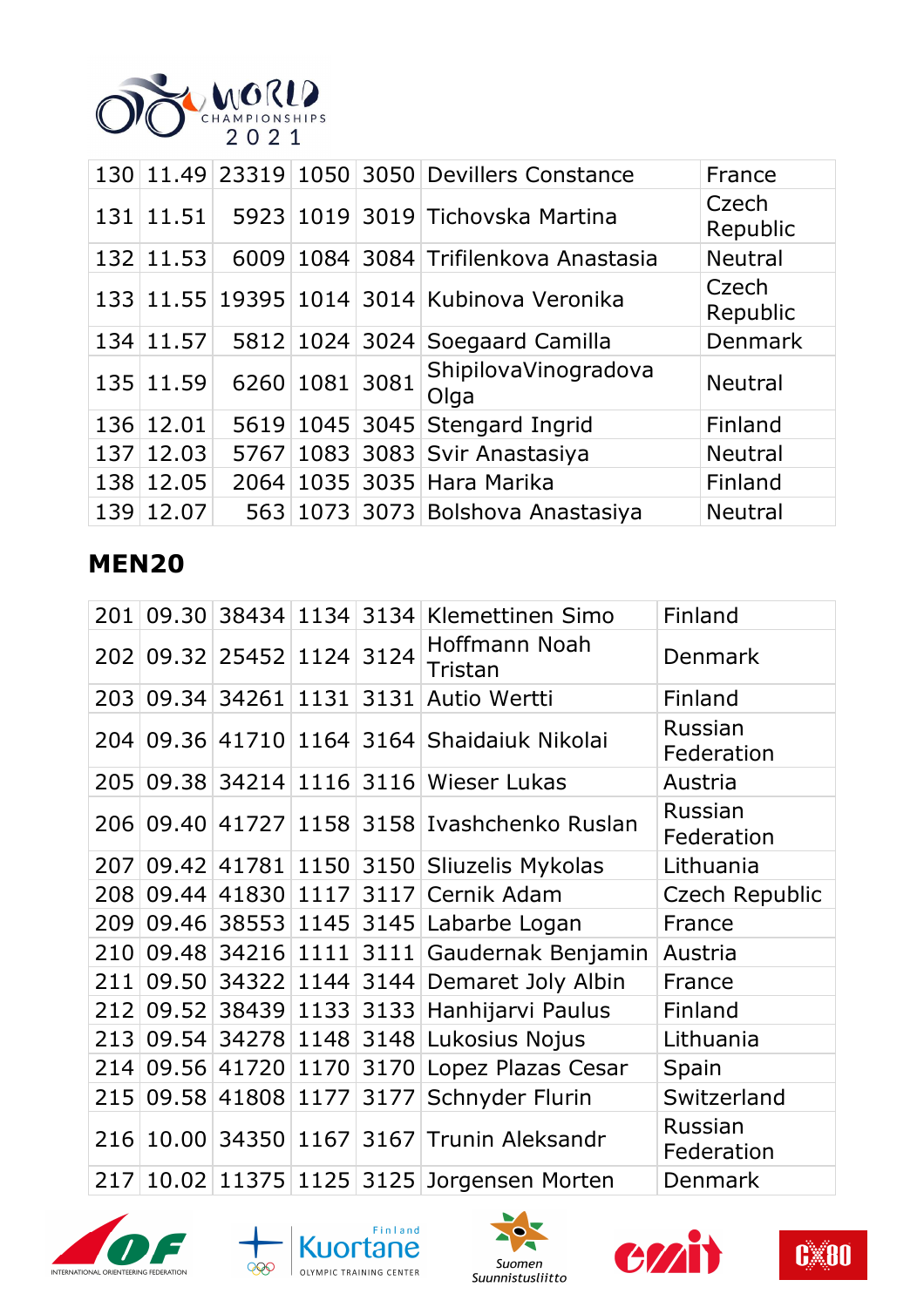| 130 | 11.49 | 23319 | 1050 | 3050 | Devillers Constance | France |
|---|---|---|---|---|---|---|
| 131 | 11.51 | 5923 | 1019 | 3019 | Tichovska Martina | Czech Republic |
| 132 | 11.53 | 6009 | 1084 | 3084 | Trifilenkova Anastasia | Neutral |
| 133 | 11.55 | 19395 | 1014 | 3014 | Kubinova Veronika | Czech Republic |
| 134 | 11.57 | 5812 | 1024 | 3024 | Soegaard Camilla | Denmark |
| 135 | 11.59 | 6260 | 1081 | 3081 | ShipilovaVinogradova Olga | Neutral |
| 136 | 12.01 | 5619 | 1045 | 3045 | Stengard Ingrid | Finland |
| 137 | 12.03 | 5767 | 1083 | 3083 | Svir Anastasiya | Neutral |
| 138 | 12.05 | 2064 | 1035 | 3035 | Hara Marika | Finland |
| 139 | 12.07 | 563 | 1073 | 3073 | Bolshova Anastasiya | Neutral |

## MEN20

| 201 | 09.30 | 38434 | 1134 | 3134 | Klemettinen Simo | Finland |
|---|---|---|---|---|---|---|
| 202 | 09.32 | 25452 | 1124 | 3124 | Hoffmann Noah Tristan | Denmark |
| 203 | 09.34 | 34261 | 1131 | 3131 | Autio Wertti | Finland |
| 204 | 09.36 | 41710 | 1164 | 3164 | Shaidaiuk Nikolai | Russian Federation |
| 205 | 09.38 | 34214 | 1116 | 3116 | Wieser Lukas | Austria |
| 206 | 09.40 | 41727 | 1158 | 3158 | Ivashchenko Ruslan | Russian Federation |
| 207 | 09.42 | 41781 | 1150 | 3150 | Sliuzelis Mykolas | Lithuania |
| 208 | 09.44 | 41830 | 1117 | 3117 | Cernik Adam | Czech Republic |
| 209 | 09.46 | 38553 | 1145 | 3145 | Labarbe Logan | France |
| 210 | 09.48 | 34216 | 1111 | 3111 | Gaudernak Benjamin | Austria |
| 211 | 09.50 | 34322 | 1144 | 3144 | Demaret Joly Albin | France |
| 212 | 09.52 | 38439 | 1133 | 3133 | Hanhijarvi Paulus | Finland |
| 213 | 09.54 | 34278 | 1148 | 3148 | Lukosius Nojus | Lithuania |
| 214 | 09.56 | 41720 | 1170 | 3170 | Lopez Plazas Cesar | Spain |
| 215 | 09.58 | 41808 | 1177 | 3177 | Schnyder Flurin | Switzerland |
| 216 | 10.00 | 34350 | 1167 | 3167 | Trunin Aleksandr | Russian Federation |
| 217 | 10.02 | 11375 | 1125 | 3125 | Jorgensen Morten | Denmark |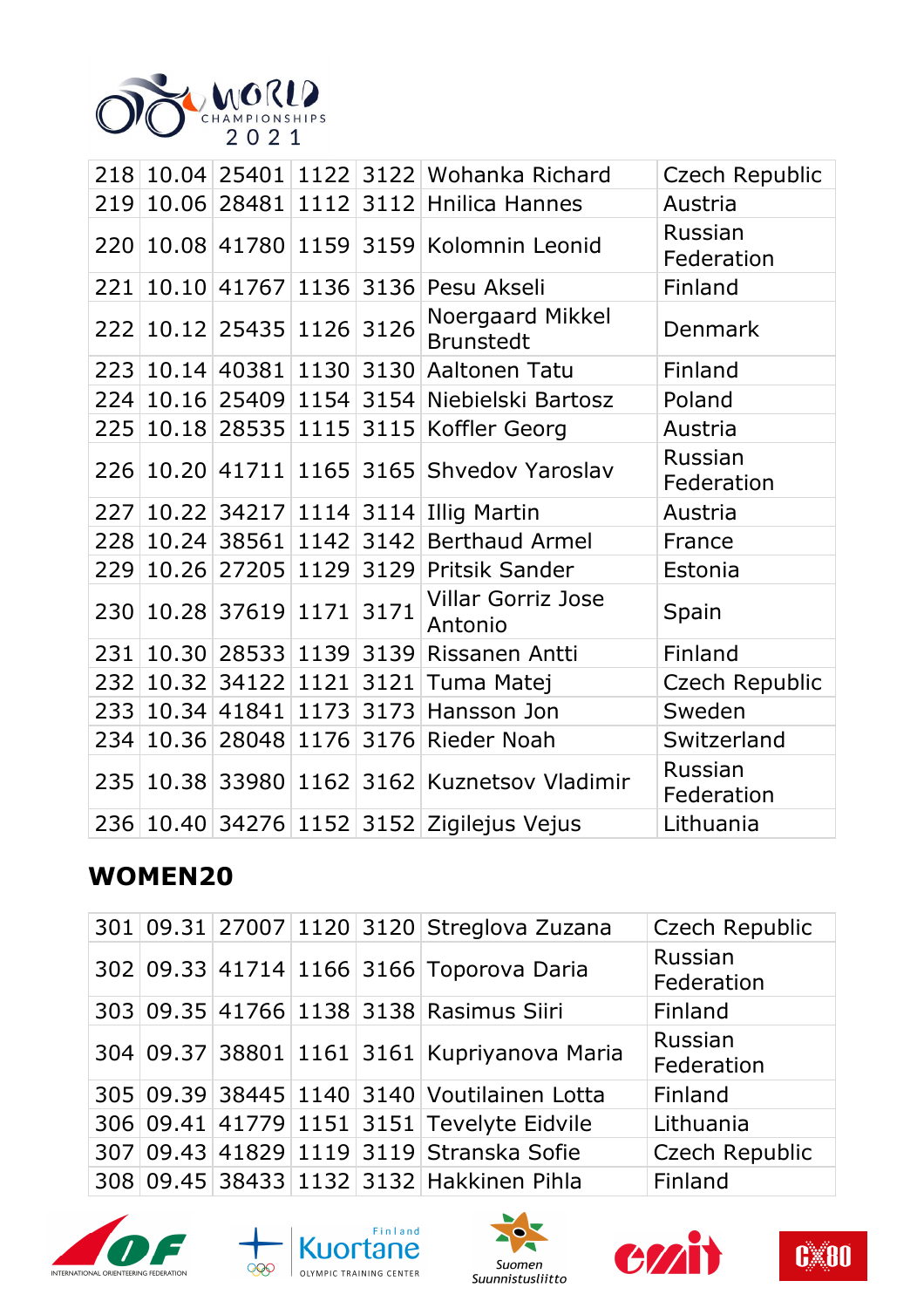| | | | | | | |
|---|---|---|---|---|---|---|
| 218 | 10.04 | 25401 | 1122 | 3122 | Wohanka Richard | Czech Republic |
| 219 | 10.06 | 28481 | 1112 | 3112 | Hnilica Hannes | Austria |
| 220 | 10.08 | 41780 | 1159 | 3159 | Kolomnin Leonid | Russian Federation |
| 221 | 10.10 | 41767 | 1136 | 3136 | Pesu Akseli | Finland |
| 222 | 10.12 | 25435 | 1126 | 3126 | Noergaard Mikkel Brunstedt | Denmark |
| 223 | 10.14 | 40381 | 1130 | 3130 | Aaltonen Tatu | Finland |
| 224 | 10.16 | 25409 | 1154 | 3154 | Niebielski Bartosz | Poland |
| 225 | 10.18 | 28535 | 1115 | 3115 | Koffler Georg | Austria |
| 226 | 10.20 | 41711 | 1165 | 3165 | Shvedov Yaroslav | Russian Federation |
| 227 | 10.22 | 34217 | 1114 | 3114 | Illig Martin | Austria |
| 228 | 10.24 | 38561 | 1142 | 3142 | Berthaud Armel | France |
| 229 | 10.26 | 27205 | 1129 | 3129 | Pritsik Sander | Estonia |
| 230 | 10.28 | 37619 | 1171 | 3171 | Villar Gorriz Jose Antonio | Spain |
| 231 | 10.30 | 28533 | 1139 | 3139 | Rissanen Antti | Finland |
| 232 | 10.32 | 34122 | 1121 | 3121 | Tuma Matej | Czech Republic |
| 233 | 10.34 | 41841 | 1173 | 3173 | Hansson Jon | Sweden |
| 234 | 10.36 | 28048 | 1176 | 3176 | Rieder Noah | Switzerland |
| 235 | 10.38 | 33980 | 1162 | 3162 | Kuznetsov Vladimir | Russian Federation |
| 236 | 10.40 | 34276 | 1152 | 3152 | Zigilejus Vejus | Lithuania |

## WOMEN20

| | | | | | | |
|---|---|---|---|---|---|---|
| 301 | 09.31 | 27007 | 1120 | 3120 | Streglova Zuzana | Czech Republic |
| 302 | 09.33 | 41714 | 1166 | 3166 | Toporova Daria | Russian Federation |
| 303 | 09.35 | 41766 | 1138 | 3138 | Rasimus Siiri | Finland |
| 304 | 09.37 | 38801 | 1161 | 3161 | Kupriyanova Maria | Russian Federation |
| 305 | 09.39 | 38445 | 1140 | 3140 | Voutilainen Lotta | Finland |
| 306 | 09.41 | 41779 | 1151 | 3151 | Tevelyte Eidvile | Lithuania |
| 307 | 09.43 | 41829 | 1119 | 3119 | Stranska Sofie | Czech Republic |
| 308 | 09.45 | 38433 | 1132 | 3132 | Hakkinen Pihla | Finland |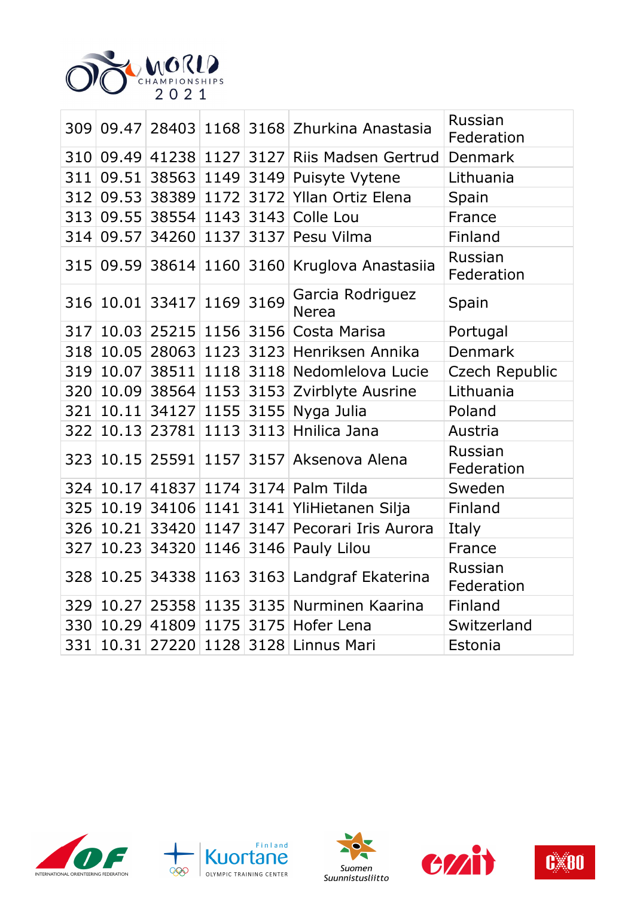| | | | | | | |
|---|---|---|---|---|---|---|
| 309 | 09.47 | 28403 | 1168 | 3168 | Zhurkina Anastasia | Russian Federation |
| 310 | 09.49 | 41238 | 1127 | 3127 | Riis Madsen Gertrud | Denmark |
| 311 | 09.51 | 38563 | 1149 | 3149 | Puisyte Vytene | Lithuania |
| 312 | 09.53 | 38389 | 1172 | 3172 | Yllan Ortiz Elena | Spain |
| 313 | 09.55 | 38554 | 1143 | 3143 | Colle Lou | France |
| 314 | 09.57 | 34260 | 1137 | 3137 | Pesu Vilma | Finland |
| 315 | 09.59 | 38614 | 1160 | 3160 | Kruglova Anastasiia | Russian Federation |
| 316 | 10.01 | 33417 | 1169 | 3169 | Garcia Rodriguez Nerea | Spain |
| 317 | 10.03 | 25215 | 1156 | 3156 | Costa Marisa | Portugal |
| 318 | 10.05 | 28063 | 1123 | 3123 | Henriksen Annika | Denmark |
| 319 | 10.07 | 38511 | 1118 | 3118 | Nedomlelova Lucie | Czech Republic |
| 320 | 10.09 | 38564 | 1153 | 3153 | Zvirblyte Ausrine | Lithuania |
| 321 | 10.11 | 34127 | 1155 | 3155 | Nyga Julia | Poland |
| 322 | 10.13 | 23781 | 1113 | 3113 | Hnilica Jana | Austria |
| 323 | 10.15 | 25591 | 1157 | 3157 | Aksenova Alena | Russian Federation |
| 324 | 10.17 | 41837 | 1174 | 3174 | Palm Tilda | Sweden |
| 325 | 10.19 | 34106 | 1141 | 3141 | YliHietanen Silja | Finland |
| 326 | 10.21 | 33420 | 1147 | 3147 | Pecorari Iris Aurora | Italy |
| 327 | 10.23 | 34320 | 1146 | 3146 | Pauly Lilou | France |
| 328 | 10.25 | 34338 | 1163 | 3163 | Landgraf Ekaterina | Russian Federation |
| 329 | 10.27 | 25358 | 1135 | 3135 | Nurminen Kaarina | Finland |
| 330 | 10.29 | 41809 | 1175 | 3175 | Hofer Lena | Switzerland |
| 331 | 10.31 | 27220 | 1128 | 3128 | Linnus Mari | Estonia |